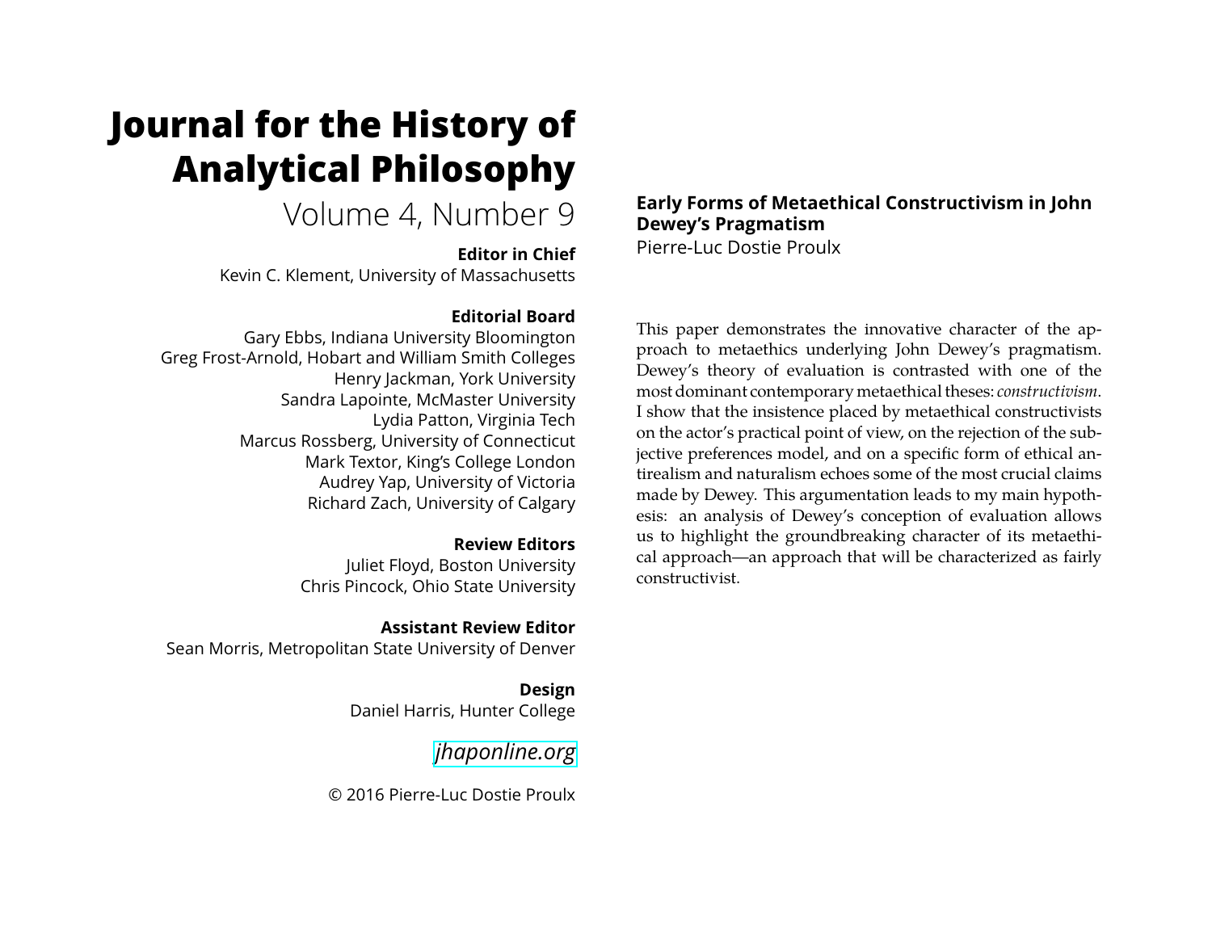# Journal for the History of Analytical Philosophy

Volume 4, Number 9

**Editor in Chief**

Kevin C. Klement, University of Massachusetts

**Editorial Board**

Gary Ebbs, Indiana University Bloomington
Greg Frost-Arnold, Hobart and William Smith Colleges
Henry Jackman, York University
Sandra Lapointe, McMaster University
Lydia Patton, Virginia Tech
Marcus Rossberg, University of Connecticut
Mark Textor, King's College London
Audrey Yap, University of Victoria
Richard Zach, University of Calgary

**Review Editors**

Juliet Floyd, Boston University
Chris Pincock, Ohio State University

**Assistant Review Editor**

Sean Morris, Metropolitan State University of Denver

**Design**

Daniel Harris, Hunter College

*jhaponline.org*

© 2016 Pierre-Luc Dostie Proulx

## Early Forms of Metaethical Constructivism in John Dewey's Pragmatism

Pierre-Luc Dostie Proulx

This paper demonstrates the innovative character of the approach to metaethics underlying John Dewey's pragmatism. Dewey's theory of evaluation is contrasted with one of the most dominant contemporary metaethical theses: *constructivism*. I show that the insistence placed by metaethical constructivists on the actor's practical point of view, on the rejection of the subjective preferences model, and on a specific form of ethical antirealism and naturalism echoes some of the most crucial claims made by Dewey. This argumentation leads to my main hypothesis: an analysis of Dewey's conception of evaluation allows us to highlight the groundbreaking character of its metaethical approach—an approach that will be characterized as fairly constructivist.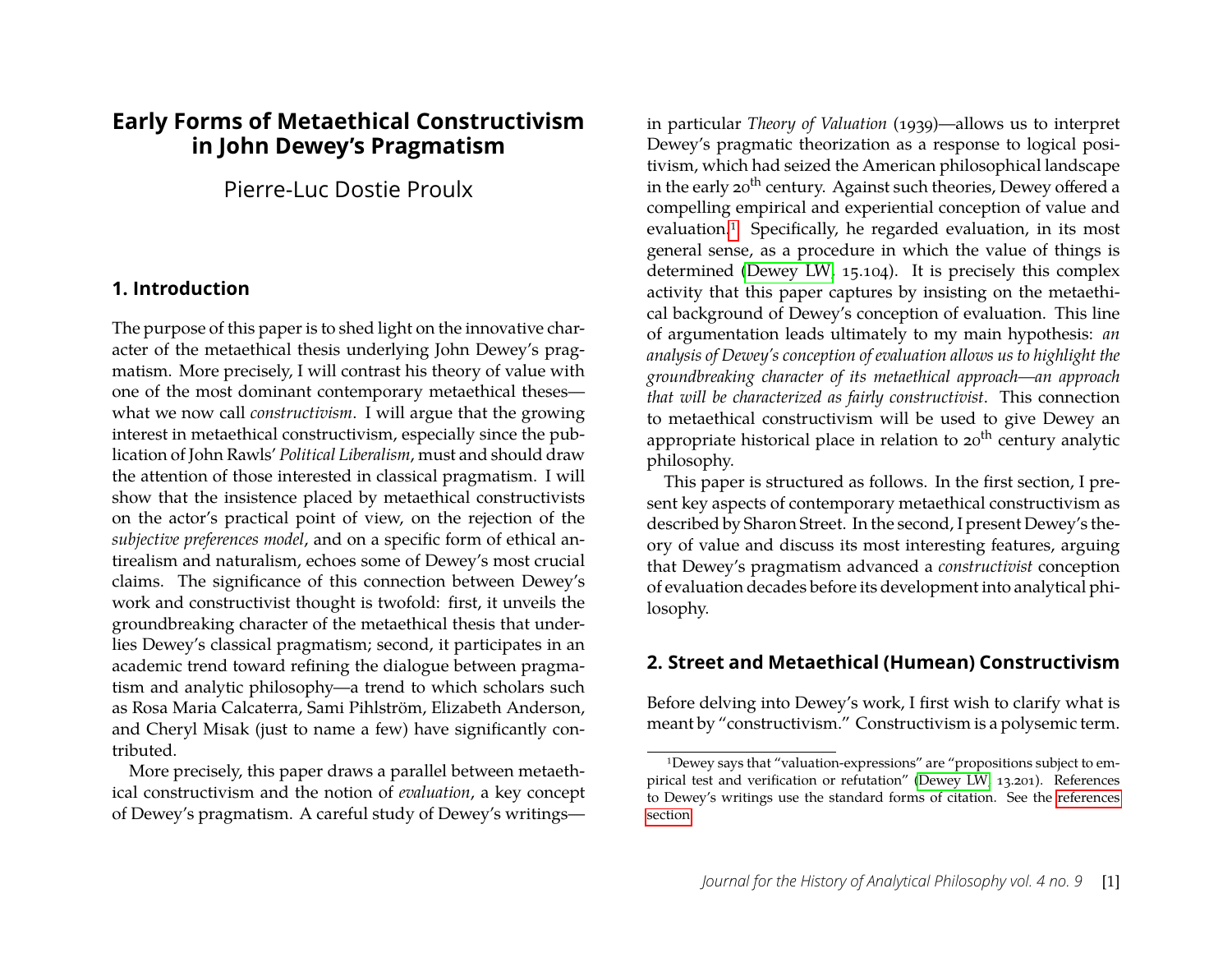# Early Forms of Metaethical Constructivism in John Dewey's Pragmatism

Pierre-Luc Dostie Proulx

## 1. Introduction

The purpose of this paper is to shed light on the innovative character of the metaethical thesis underlying John Dewey's pragmatism. More precisely, I will contrast his theory of value with one of the most dominant contemporary metaethical theses—what we now call *constructivism*. I will argue that the growing interest in metaethical constructivism, especially since the publication of John Rawls' *Political Liberalism*, must and should draw the attention of those interested in classical pragmatism. I will show that the insistence placed by metaethical constructivists on the actor's practical point of view, on the rejection of the *subjective preferences model*, and on a specific form of ethical antirealism and naturalism, echoes some of Dewey's most crucial claims. The significance of this connection between Dewey's work and constructivist thought is twofold: first, it unveils the groundbreaking character of the metaethical thesis that underlies Dewey's classical pragmatism; second, it participates in an academic trend toward refining the dialogue between pragmatism and analytic philosophy—a trend to which scholars such as Rosa Maria Calcaterra, Sami Pihlström, Elizabeth Anderson, and Cheryl Misak (just to name a few) have significantly contributed.

More precisely, this paper draws a parallel between metaethical constructivism and the notion of *evaluation*, a key concept of Dewey's pragmatism. A careful study of Dewey's writings—in particular *Theory of Valuation* (1939)—allows us to interpret Dewey's pragmatic theorization as a response to logical positivism, which had seized the American philosophical landscape in the early 20th century. Against such theories, Dewey offered a compelling empirical and experiential conception of value and evaluation.[1] Specifically, he regarded evaluation, in its most general sense, as a procedure in which the value of things is determined (Dewey LW, 15.104). It is precisely this complex activity that this paper captures by insisting on the metaethical background of Dewey's conception of evaluation. This line of argumentation leads ultimately to my main hypothesis: *an analysis of Dewey's conception of evaluation allows us to highlight the groundbreaking character of its metaethical approach—an approach that will be characterized as fairly constructivist*. This connection to metaethical constructivism will be used to give Dewey an appropriate historical place in relation to 20th century analytic philosophy.

This paper is structured as follows. In the first section, I present key aspects of contemporary metaethical constructivism as described by Sharon Street. In the second, I present Dewey's theory of value and discuss its most interesting features, arguing that Dewey's pragmatism advanced a *constructivist* conception of evaluation decades before its development into analytical philosophy.

## 2. Street and Metaethical (Humean) Constructivism

Before delving into Dewey's work, I first wish to clarify what is meant by "constructivism." Constructivism is a polysemic term.

[1] Dewey says that "valuation-expressions" are "propositions subject to empirical test and verification or refutation" (Dewey LW, 13.201). References to Dewey's writings use the standard forms of citation. See the references section.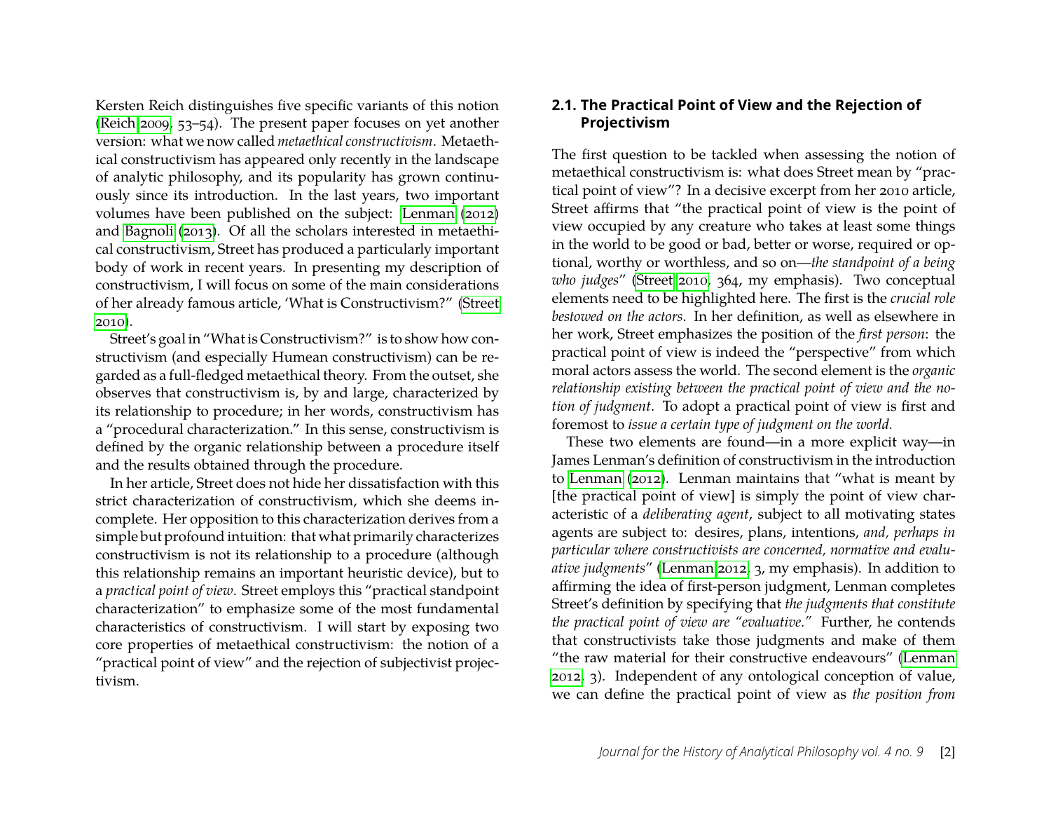Kersten Reich distinguishes five specific variants of this notion (Reich 2009, 53–54). The present paper focuses on yet another version: what we now called *metaethical constructivism*. Metaethical constructivism has appeared only recently in the landscape of analytic philosophy, and its popularity has grown continuously since its introduction. In the last years, two important volumes have been published on the subject: Lenman (2012) and Bagnoli (2013). Of all the scholars interested in metaethical constructivism, Street has produced a particularly important body of work in recent years. In presenting my description of constructivism, I will focus on some of the main considerations of her already famous article, 'What is Constructivism?" (Street 2010).

Street's goal in "What is Constructivism?" is to show how constructivism (and especially Humean constructivism) can be regarded as a full-fledged metaethical theory. From the outset, she observes that constructivism is, by and large, characterized by its relationship to procedure; in her words, constructivism has a "procedural characterization." In this sense, constructivism is defined by the organic relationship between a procedure itself and the results obtained through the procedure.

In her article, Street does not hide her dissatisfaction with this strict characterization of constructivism, which she deems incomplete. Her opposition to this characterization derives from a simple but profound intuition: that what primarily characterizes constructivism is not its relationship to a procedure (although this relationship remains an important heuristic device), but to a *practical point of view*. Street employs this "practical standpoint characterization" to emphasize some of the most fundamental characteristics of constructivism. I will start by exposing two core properties of metaethical constructivism: the notion of a "practical point of view" and the rejection of subjectivist projectivism.

### 2.1. The Practical Point of View and the Rejection of Projectivism

The first question to be tackled when assessing the notion of metaethical constructivism is: what does Street mean by "practical point of view"? In a decisive excerpt from her 2010 article, Street affirms that "the practical point of view is the point of view occupied by any creature who takes at least some things in the world to be good or bad, better or worse, required or optional, worthy or worthless, and so on—*the standpoint of a being who judges*" (Street 2010, 364, my emphasis). Two conceptual elements need to be highlighted here. The first is the *crucial role bestowed on the actors*. In her definition, as well as elsewhere in her work, Street emphasizes the position of the *first person*: the practical point of view is indeed the "perspective" from which moral actors assess the world. The second element is the *organic relationship existing between the practical point of view and the notion of judgment*. To adopt a practical point of view is first and foremost to *issue a certain type of judgment on the world.*

These two elements are found—in a more explicit way—in James Lenman's definition of constructivism in the introduction to Lenman (2012). Lenman maintains that "what is meant by [the practical point of view] is simply the point of view characteristic of a *deliberating agent*, subject to all motivating states agents are subject to: desires, plans, intentions, *and, perhaps in particular where constructivists are concerned, normative and evaluative judgments*" (Lenman 2012, 3, my emphasis). In addition to affirming the idea of first-person judgment, Lenman completes Street's definition by specifying that *the judgments that constitute the practical point of view are "evaluative."* Further, he contends that constructivists take those judgments and make of them "the raw material for their constructive endeavours" (Lenman 2012, 3). Independent of any ontological conception of value, we can define the practical point of view as *the position from*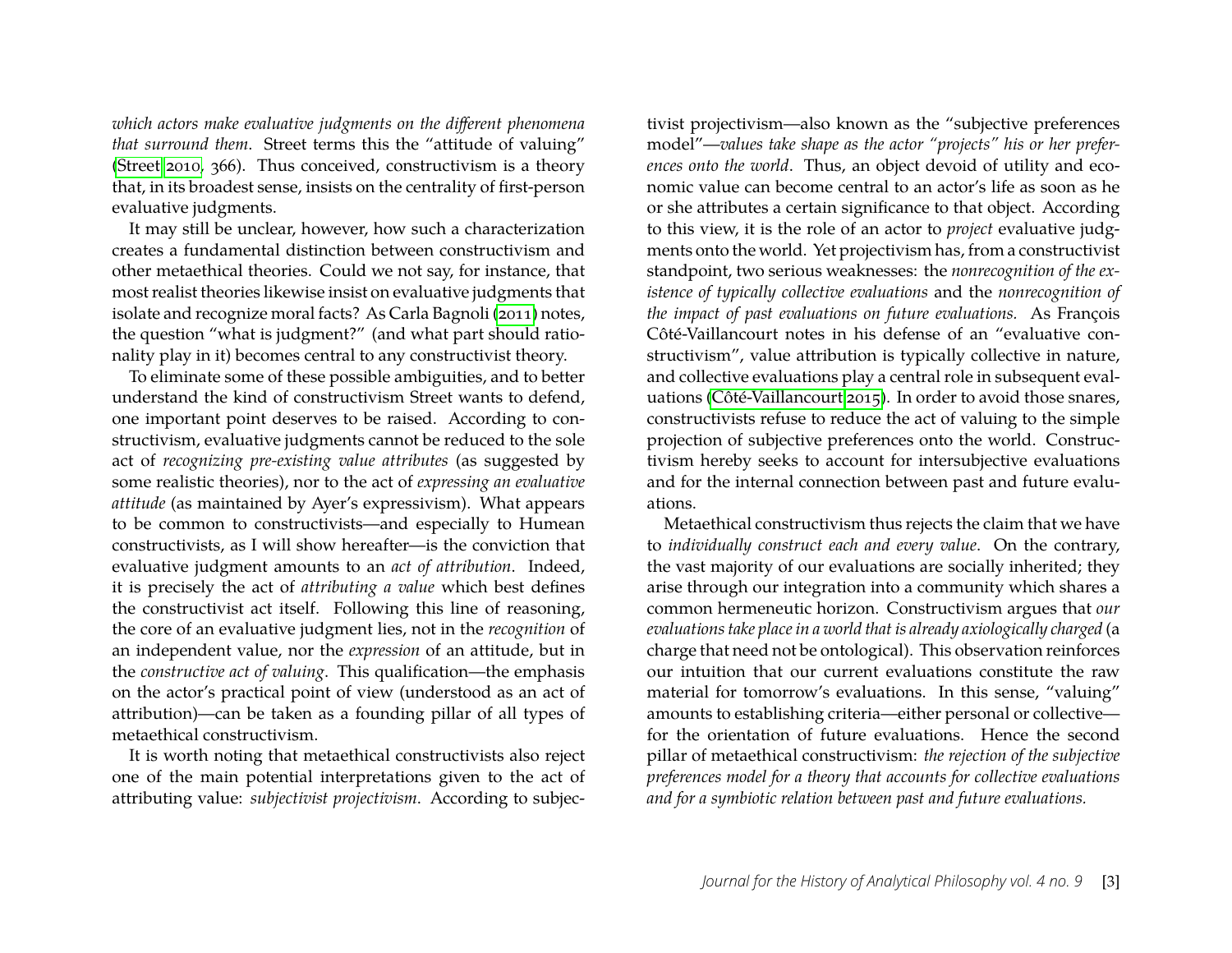*which actors make evaluative judgments on the different phenomena that surround them*. Street terms this the "attitude of valuing" (Street 2010, 366). Thus conceived, constructivism is a theory that, in its broadest sense, insists on the centrality of first-person evaluative judgments.

It may still be unclear, however, how such a characterization creates a fundamental distinction between constructivism and other metaethical theories. Could we not say, for instance, that most realist theories likewise insist on evaluative judgments that isolate and recognize moral facts? As Carla Bagnoli (2011) notes, the question "what is judgment?" (and what part should rationality play in it) becomes central to any constructivist theory.

To eliminate some of these possible ambiguities, and to better understand the kind of constructivism Street wants to defend, one important point deserves to be raised. According to constructivism, evaluative judgments cannot be reduced to the sole act of *recognizing pre-existing value attributes* (as suggested by some realistic theories), nor to the act of *expressing an evaluative attitude* (as maintained by Ayer's expressivism). What appears to be common to constructivists—and especially to Humean constructivists, as I will show hereafter—is the conviction that evaluative judgment amounts to an *act of attribution*. Indeed, it is precisely the act of *attributing a value* which best defines the constructivist act itself. Following this line of reasoning, the core of an evaluative judgment lies, not in the *recognition* of an independent value, nor the *expression* of an attitude, but in the *constructive act of valuing*. This qualification—the emphasis on the actor's practical point of view (understood as an act of attribution)—can be taken as a founding pillar of all types of metaethical constructivism.

It is worth noting that metaethical constructivists also reject one of the main potential interpretations given to the act of attributing value: *subjectivist projectivism*. According to subjectivist projectivism—also known as the "subjective preferences model"—*values take shape as the actor "projects" his or her preferences onto the world*. Thus, an object devoid of utility and economic value can become central to an actor's life as soon as he or she attributes a certain significance to that object. According to this view, it is the role of an actor to *project* evaluative judgments onto the world. Yet projectivism has, from a constructivist standpoint, two serious weaknesses: the *nonrecognition of the existence of typically collective evaluations* and the *nonrecognition of the impact of past evaluations on future evaluations.* As François Côté-Vaillancourt notes in his defense of an "evaluative constructivism", value attribution is typically collective in nature, and collective evaluations play a central role in subsequent evaluations (Côté-Vaillancourt 2015). In order to avoid those snares, constructivists refuse to reduce the act of valuing to the simple projection of subjective preferences onto the world. Constructivism hereby seeks to account for intersubjective evaluations and for the internal connection between past and future evaluations.

Metaethical constructivism thus rejects the claim that we have to *individually construct each and every value*. On the contrary, the vast majority of our evaluations are socially inherited; they arise through our integration into a community which shares a common hermeneutic horizon. Constructivism argues that *our evaluations take place in a world that is already axiologically charged* (a charge that need not be ontological). This observation reinforces our intuition that our current evaluations constitute the raw material for tomorrow's evaluations. In this sense, "valuing" amounts to establishing criteria—either personal or collective—for the orientation of future evaluations. Hence the second pillar of metaethical constructivism: *the rejection of the subjective preferences model for a theory that accounts for collective evaluations and for a symbiotic relation between past and future evaluations.*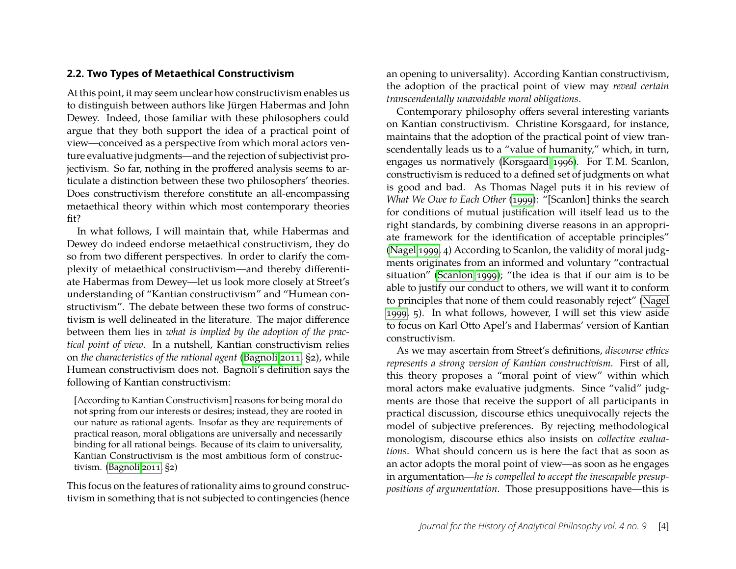### 2.2. Two Types of Metaethical Constructivism

At this point, it may seem unclear how constructivism enables us to distinguish between authors like Jürgen Habermas and John Dewey. Indeed, those familiar with these philosophers could argue that they both support the idea of a practical point of view—conceived as a perspective from which moral actors venture evaluative judgments—and the rejection of subjectivist projectivism. So far, nothing in the proffered analysis seems to articulate a distinction between these two philosophers' theories. Does constructivism therefore constitute an all-encompassing metaethical theory within which most contemporary theories fit?

In what follows, I will maintain that, while Habermas and Dewey do indeed endorse metaethical constructivism, they do so from two different perspectives. In order to clarify the complexity of metaethical constructivism—and thereby differentiate Habermas from Dewey—let us look more closely at Street's understanding of "Kantian constructivism" and "Humean constructivism". The debate between these two forms of constructivism is well delineated in the literature. The major difference between them lies in *what is implied by the adoption of the practical point of view*. In a nutshell, Kantian constructivism relies on *the characteristics of the rational agent* (Bagnoli 2011, §2), while Humean constructivism does not. Bagnoli's definition says the following of Kantian constructivism:

> [According to Kantian Constructivism] reasons for being moral do not spring from our interests or desires; instead, they are rooted in our nature as rational agents. Insofar as they are requirements of practical reason, moral obligations are universally and necessarily binding for all rational beings. Because of its claim to universality, Kantian Constructivism is the most ambitious form of constructivism. (Bagnoli 2011, §2)

This focus on the features of rationality aims to ground constructivism in something that is not subjected to contingencies (hence an opening to universality). According Kantian constructivism, the adoption of the practical point of view may *reveal certain transcendentally unavoidable moral obligations*.

Contemporary philosophy offers several interesting variants on Kantian constructivism. Christine Korsgaard, for instance, maintains that the adoption of the practical point of view transcendentally leads us to a "value of humanity," which, in turn, engages us normatively (Korsgaard 1996). For T. M. Scanlon, constructivism is reduced to a defined set of judgments on what is good and bad. As Thomas Nagel puts it in his review of *What We Owe to Each Other* (1999): "[Scanlon] thinks the search for conditions of mutual justification will itself lead us to the right standards, by combining diverse reasons in an appropriate framework for the identification of acceptable principles" (Nagel 1999, 4) According to Scanlon, the validity of moral judgments originates from an informed and voluntary "contractual situation" (Scanlon 1999); "the idea is that if our aim is to be able to justify our conduct to others, we will want it to conform to principles that none of them could reasonably reject" (Nagel 1999, 5). In what follows, however, I will set this view aside to focus on Karl Otto Apel's and Habermas' version of Kantian constructivism.

As we may ascertain from Street's definitions, *discourse ethics represents a strong version of Kantian constructivism*. First of all, this theory proposes a "moral point of view" within which moral actors make evaluative judgments. Since "valid" judgments are those that receive the support of all participants in practical discussion, discourse ethics unequivocally rejects the model of subjective preferences. By rejecting methodological monologism, discourse ethics also insists on *collective evaluations*. What should concern us is here the fact that as soon as an actor adopts the moral point of view—as soon as he engages in argumentation—*he is compelled to accept the inescapable presuppositions of argumentation*. Those presuppositions have—this is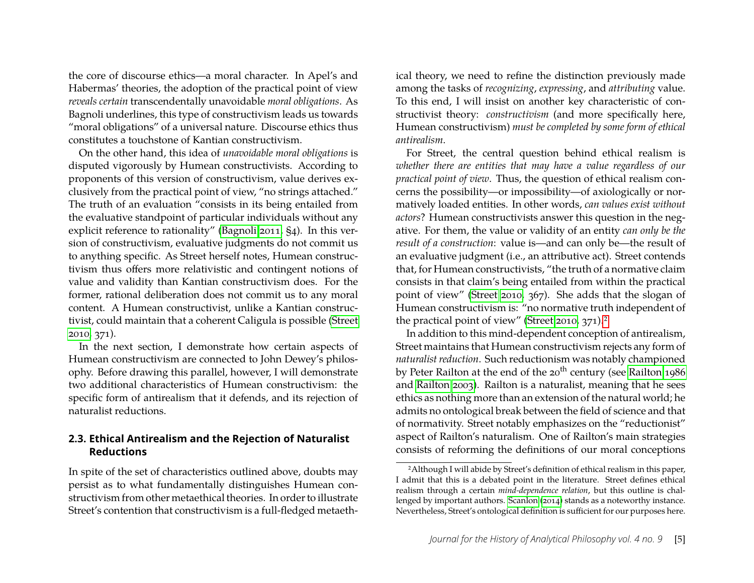the core of discourse ethics—a moral character. In Apel's and Habermas' theories, the adoption of the practical point of view *reveals certain* transcendentally unavoidable *moral obligations*. As Bagnoli underlines, this type of constructivism leads us towards "moral obligations" of a universal nature. Discourse ethics thus constitutes a touchstone of Kantian constructivism.

On the other hand, this idea of *unavoidable moral obligations* is disputed vigorously by Humean constructivists. According to proponents of this version of constructivism, value derives exclusively from the practical point of view, "no strings attached." The truth of an evaluation "consists in its being entailed from the evaluative standpoint of particular individuals without any explicit reference to rationality" (Bagnoli 2011, §4). In this version of constructivism, evaluative judgments do not commit us to anything specific. As Street herself notes, Humean constructivism thus offers more relativistic and contingent notions of value and validity than Kantian constructivism does. For the former, rational deliberation does not commit us to any moral content. A Humean constructivist, unlike a Kantian constructivist, could maintain that a coherent Caligula is possible (Street 2010, 371).

In the next section, I demonstrate how certain aspects of Humean constructivism are connected to John Dewey's philosophy. Before drawing this parallel, however, I will demonstrate two additional characteristics of Humean constructivism: the specific form of antirealism that it defends, and its rejection of naturalist reductions.

### 2.3. Ethical Antirealism and the Rejection of Naturalist Reductions

In spite of the set of characteristics outlined above, doubts may persist as to what fundamentally distinguishes Humean constructivism from other metaethical theories. In order to illustrate Street's contention that constructivism is a full-fledged metaethical theory, we need to refine the distinction previously made among the tasks of *recognizing*, *expressing*, and *attributing* value. To this end, I will insist on another key characteristic of constructivist theory: *constructivism* (and more specifically here, Humean constructivism) *must be completed by some form of ethical antirealism*.

For Street, the central question behind ethical realism is *whether there are entities that may have a value regardless of our practical point of view*. Thus, the question of ethical realism concerns the possibility—or impossibility—of axiologically or normatively loaded entities. In other words, *can values exist without actors*? Humean constructivists answer this question in the negative. For them, the value or validity of an entity *can only be the result of a construction*: value is—and can only be—the result of an evaluative judgment (i.e., an attributive act). Street contends that, for Humean constructivists, "the truth of a normative claim consists in that claim's being entailed from within the practical point of view" (Street 2010, 367). She adds that the slogan of Humean constructivism is: "no normative truth independent of the practical point of view" (Street 2010, 371).[2]

In addition to this mind-dependent conception of antirealism, Street maintains that Humean constructivism rejects any form of *naturalist reduction*. Such reductionism was notably championed by Peter Railton at the end of the 20th century (see Railton 1986 and Railton 2003). Railton is a naturalist, meaning that he sees ethics as nothing more than an extension of the natural world; he admits no ontological break between the field of science and that of normativity. Street notably emphasizes on the "reductionist" aspect of Railton's naturalism. One of Railton's main strategies consists of reforming the definitions of our moral conceptions

[2] Although I will abide by Street's definition of ethical realism in this paper, I admit that this is a debated point in the literature. Street defines ethical realism through a certain *mind-dependence relation*, but this outline is challenged by important authors. Scanlon (2014) stands as a noteworthy instance. Nevertheless, Street's ontological definition is sufficient for our purposes here.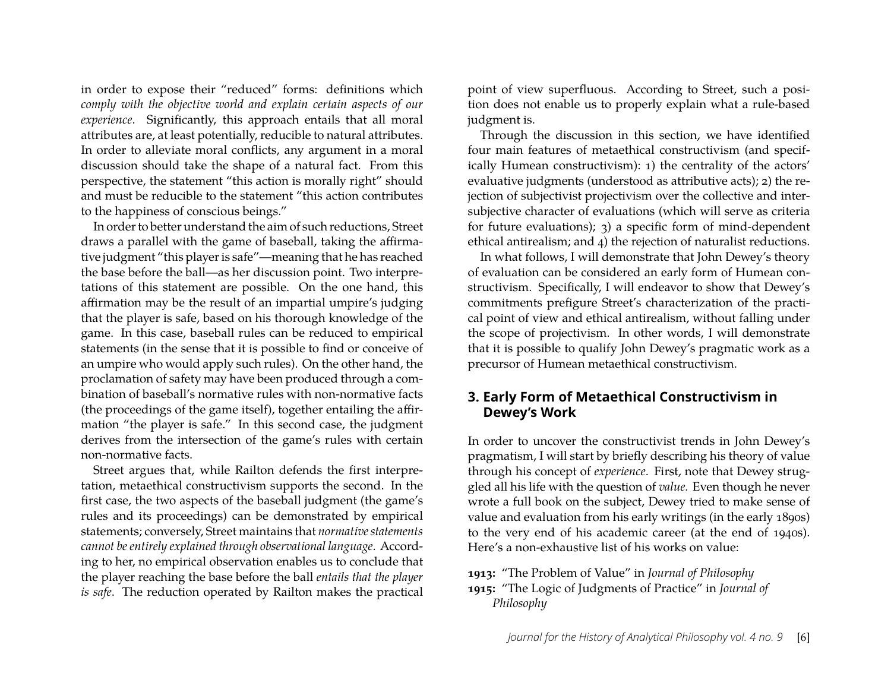in order to expose their "reduced" forms: definitions which *comply with the objective world and explain certain aspects of our experience*. Significantly, this approach entails that all moral attributes are, at least potentially, reducible to natural attributes. In order to alleviate moral conflicts, any argument in a moral discussion should take the shape of a natural fact. From this perspective, the statement "this action is morally right" should and must be reducible to the statement "this action contributes to the happiness of conscious beings."

In order to better understand the aim of such reductions, Street draws a parallel with the game of baseball, taking the affirmative judgment "this player is safe"—meaning that he has reached the base before the ball—as her discussion point. Two interpretations of this statement are possible. On the one hand, this affirmation may be the result of an impartial umpire's judging that the player is safe, based on his thorough knowledge of the game. In this case, baseball rules can be reduced to empirical statements (in the sense that it is possible to find or conceive of an umpire who would apply such rules). On the other hand, the proclamation of safety may have been produced through a combination of baseball's normative rules with non-normative facts (the proceedings of the game itself), together entailing the affirmation "the player is safe." In this second case, the judgment derives from the intersection of the game's rules with certain non-normative facts.

Street argues that, while Railton defends the first interpretation, metaethical constructivism supports the second. In the first case, the two aspects of the baseball judgment (the game's rules and its proceedings) can be demonstrated by empirical statements; conversely, Street maintains that *normative statements cannot be entirely explained through observational language*. According to her, no empirical observation enables us to conclude that the player reaching the base before the ball *entails that the player is safe*. The reduction operated by Railton makes the practical point of view superfluous. According to Street, such a position does not enable us to properly explain what a rule-based judgment is.

Through the discussion in this section, we have identified four main features of metaethical constructivism (and specifically Humean constructivism): 1) the centrality of the actors' evaluative judgments (understood as attributive acts); 2) the rejection of subjectivist projectivism over the collective and intersubjective character of evaluations (which will serve as criteria for future evaluations); 3) a specific form of mind-dependent ethical antirealism; and 4) the rejection of naturalist reductions.

In what follows, I will demonstrate that John Dewey's theory of evaluation can be considered an early form of Humean constructivism. Specifically, I will endeavor to show that Dewey's commitments prefigure Street's characterization of the practical point of view and ethical antirealism, without falling under the scope of projectivism. In other words, I will demonstrate that it is possible to qualify John Dewey's pragmatic work as a precursor of Humean metaethical constructivism.

## 3. Early Form of Metaethical Constructivism in Dewey's Work

In order to uncover the constructivist trends in John Dewey's pragmatism, I will start by briefly describing his theory of value through his concept of *experience*. First, note that Dewey struggled all his life with the question of *value.* Even though he never wrote a full book on the subject, Dewey tried to make sense of value and evaluation from his early writings (in the early 1890s) to the very end of his academic career (at the end of 1940s). Here's a non-exhaustive list of his works on value:

**1913:** "The Problem of Value" in *Journal of Philosophy*
**1915:** "The Logic of Judgments of Practice" in *Journal of Philosophy*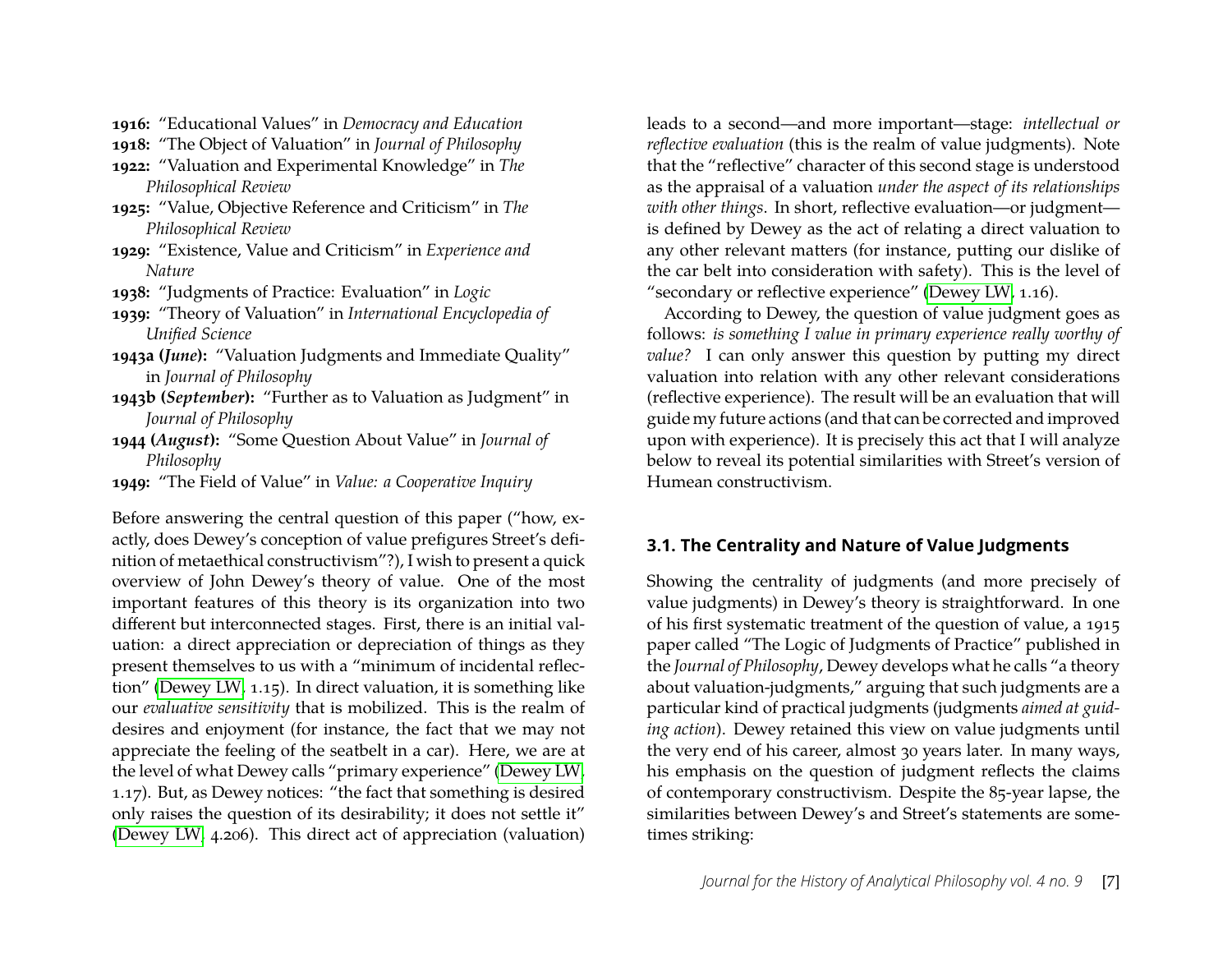**1916:** "Educational Values" in *Democracy and Education*
**1918:** "The Object of Valuation" in *Journal of Philosophy*
**1922:** "Valuation and Experimental Knowledge" in *The Philosophical Review*
**1925:** "Value, Objective Reference and Criticism" in *The Philosophical Review*
**1929:** "Existence, Value and Criticism" in *Experience and Nature*
**1938:** "Judgments of Practice: Evaluation" in *Logic*
**1939:** "Theory of Valuation" in *International Encyclopedia of Unified Science*
**1943a (*June*):** "Valuation Judgments and Immediate Quality" in *Journal of Philosophy*
**1943b (*September*):** "Further as to Valuation as Judgment" in *Journal of Philosophy*
**1944 (*August*):** "Some Question About Value" in *Journal of Philosophy*
**1949:** "The Field of Value" in *Value: a Cooperative Inquiry*

Before answering the central question of this paper ("how, exactly, does Dewey's conception of value prefigures Street's definition of metaethical constructivism"?), I wish to present a quick overview of John Dewey's theory of value. One of the most important features of this theory is its organization into two different but interconnected stages. First, there is an initial valuation: a direct appreciation or depreciation of things as they present themselves to us with a "minimum of incidental reflection" (Dewey LW, 1.15). In direct valuation, it is something like our *evaluative sensitivity* that is mobilized. This is the realm of desires and enjoyment (for instance, the fact that we may not appreciate the feeling of the seatbelt in a car). Here, we are at the level of what Dewey calls "primary experience" (Dewey LW, 1.17). But, as Dewey notices: "the fact that something is desired only raises the question of its desirability; it does not settle it" (Dewey LW, 4.206). This direct act of appreciation (valuation) leads to a second—and more important—stage: *intellectual or reflective evaluation* (this is the realm of value judgments). Note that the "reflective" character of this second stage is understood as the appraisal of a valuation *under the aspect of its relationships with other things*. In short, reflective evaluation—or judgment—is defined by Dewey as the act of relating a direct valuation to any other relevant matters (for instance, putting our dislike of the car belt into consideration with safety). This is the level of "secondary or reflective experience" (Dewey LW, 1.16).

According to Dewey, the question of value judgment goes as follows: *is something I value in primary experience really worthy of value?* I can only answer this question by putting my direct valuation into relation with any other relevant considerations (reflective experience). The result will be an evaluation that will guide my future actions (and that can be corrected and improved upon with experience). It is precisely this act that I will analyze below to reveal its potential similarities with Street's version of Humean constructivism.

### 3.1. The Centrality and Nature of Value Judgments

Showing the centrality of judgments (and more precisely of value judgments) in Dewey's theory is straightforward. In one of his first systematic treatment of the question of value, a 1915 paper called "The Logic of Judgments of Practice" published in the *Journal of Philosophy*, Dewey develops what he calls "a theory about valuation-judgments," arguing that such judgments are a particular kind of practical judgments (judgments *aimed at guiding action*). Dewey retained this view on value judgments until the very end of his career, almost 30 years later. In many ways, his emphasis on the question of judgment reflects the claims of contemporary constructivism. Despite the 85-year lapse, the similarities between Dewey's and Street's statements are sometimes striking: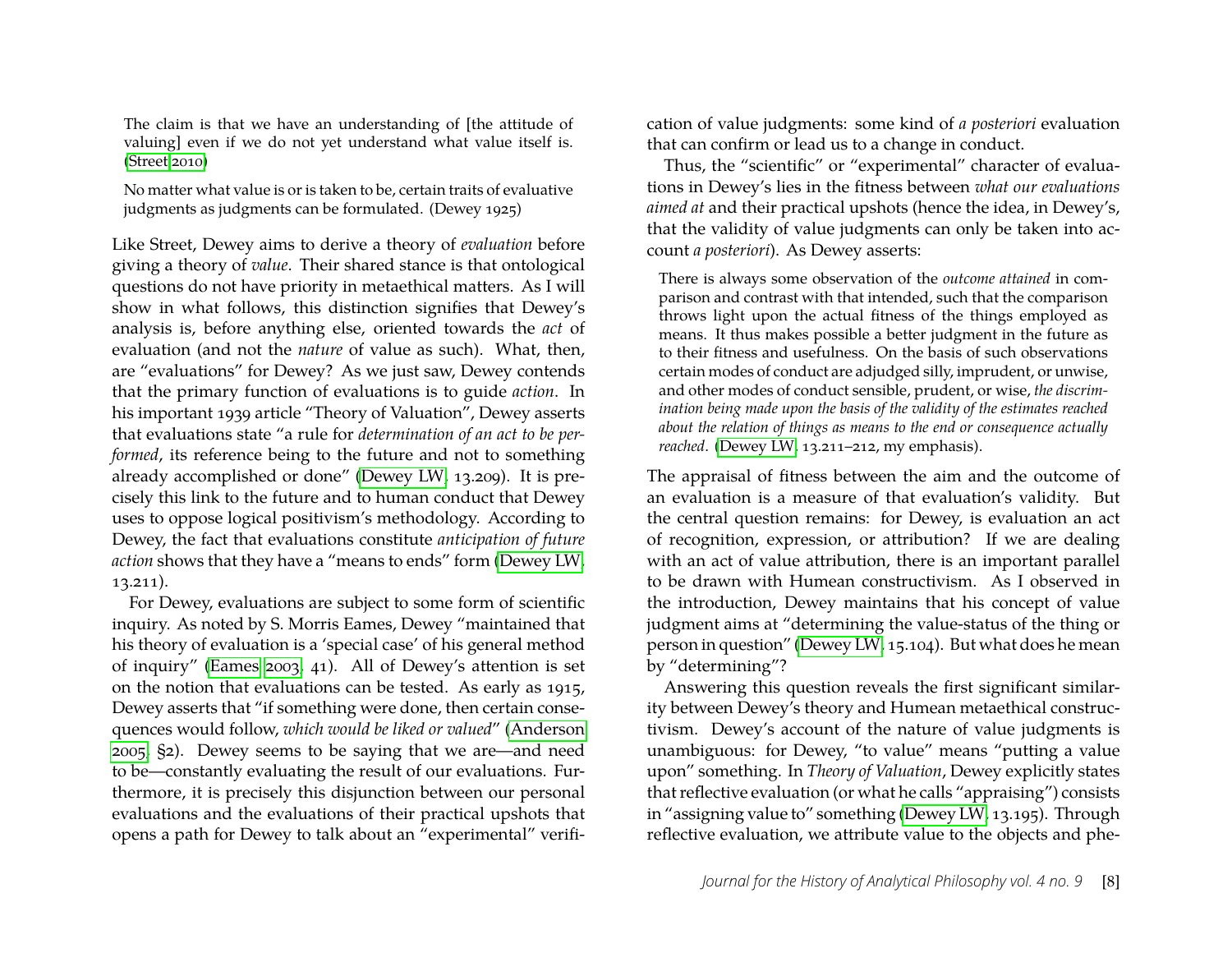> The claim is that we have an understanding of [the attitude of valuing] even if we do not yet understand what value itself is. (Street 2010)

> No matter what value is or is taken to be, certain traits of evaluative judgments as judgments can be formulated. (Dewey 1925)

Like Street, Dewey aims to derive a theory of *evaluation* before giving a theory of *value*. Their shared stance is that ontological questions do not have priority in metaethical matters. As I will show in what follows, this distinction signifies that Dewey's analysis is, before anything else, oriented towards the *act* of evaluation (and not the *nature* of value as such). What, then, are "evaluations" for Dewey? As we just saw, Dewey contends that the primary function of evaluations is to guide *action*. In his important 1939 article "Theory of Valuation", Dewey asserts that evaluations state "a rule for *determination of an act to be performed*, its reference being to the future and not to something already accomplished or done" (Dewey LW, 13.209). It is precisely this link to the future and to human conduct that Dewey uses to oppose logical positivism's methodology. According to Dewey, the fact that evaluations constitute *anticipation of future action* shows that they have a "means to ends" form (Dewey LW, 13.211).

For Dewey, evaluations are subject to some form of scientific inquiry. As noted by S. Morris Eames, Dewey "maintained that his theory of evaluation is a 'special case' of his general method of inquiry" (Eames 2003, 41). All of Dewey's attention is set on the notion that evaluations can be tested. As early as 1915, Dewey asserts that "if something were done, then certain consequences would follow, *which would be liked or valued*" (Anderson 2005, §2). Dewey seems to be saying that we are—and need to be—constantly evaluating the result of our evaluations. Furthermore, it is precisely this disjunction between our personal evaluations and the evaluations of their practical upshots that opens a path for Dewey to talk about an "experimental" verification of value judgments: some kind of *a posteriori* evaluation that can confirm or lead us to a change in conduct.

Thus, the "scientific" or "experimental" character of evaluations in Dewey's lies in the fitness between *what our evaluations aimed at* and their practical upshots (hence the idea, in Dewey's, that the validity of value judgments can only be taken into account *a posteriori*). As Dewey asserts:

> There is always some observation of the *outcome attained* in comparison and contrast with that intended, such that the comparison throws light upon the actual fitness of the things employed as means. It thus makes possible a better judgment in the future as to their fitness and usefulness. On the basis of such observations certain modes of conduct are adjudged silly, imprudent, or unwise, and other modes of conduct sensible, prudent, or wise, *the discrimination being made upon the basis of the validity of the estimates reached about the relation of things as means to the end or consequence actually reached*. (Dewey LW, 13.211–212, my emphasis).

The appraisal of fitness between the aim and the outcome of an evaluation is a measure of that evaluation's validity. But the central question remains: for Dewey, is evaluation an act of recognition, expression, or attribution? If we are dealing with an act of value attribution, there is an important parallel to be drawn with Humean constructivism. As I observed in the introduction, Dewey maintains that his concept of value judgment aims at "determining the value-status of the thing or person in question" (Dewey LW, 15.104). But what does he mean by "determining"?

Answering this question reveals the first significant similarity between Dewey's theory and Humean metaethical constructivism. Dewey's account of the nature of value judgments is unambiguous: for Dewey, "to value" means "putting a value upon" something. In *Theory of Valuation*, Dewey explicitly states that reflective evaluation (or what he calls "appraising") consists in "assigning value to" something (Dewey LW, 13.195). Through reflective evaluation, we attribute value to the objects and phe-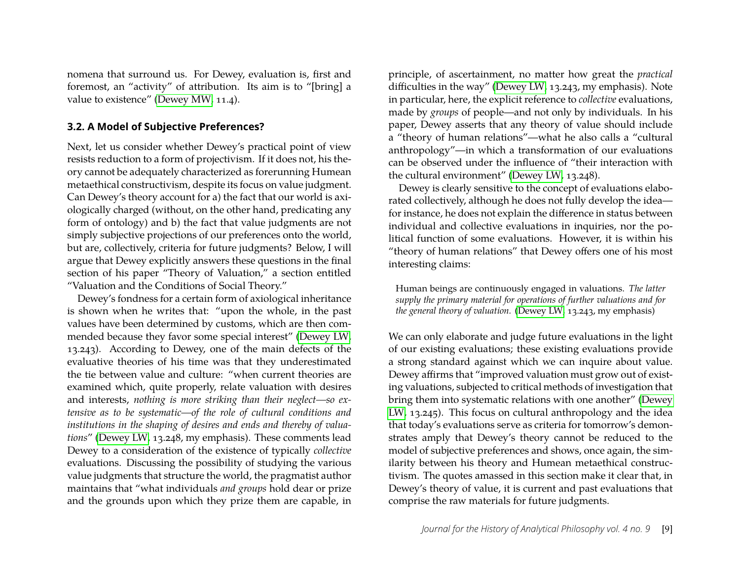nomena that surround us. For Dewey, evaluation is, first and foremost, an "activity" of attribution. Its aim is to "[bring] a value to existence" (Dewey MW, 11.4).

### 3.2. A Model of Subjective Preferences?

Next, let us consider whether Dewey's practical point of view resists reduction to a form of projectivism. If it does not, his theory cannot be adequately characterized as forerunning Humean metaethical constructivism, despite its focus on value judgment. Can Dewey's theory account for a) the fact that our world is axiologically charged (without, on the other hand, predicating any form of ontology) and b) the fact that value judgments are not simply subjective projections of our preferences onto the world, but are, collectively, criteria for future judgments? Below, I will argue that Dewey explicitly answers these questions in the final section of his paper "Theory of Valuation," a section entitled "Valuation and the Conditions of Social Theory."

Dewey's fondness for a certain form of axiological inheritance is shown when he writes that: "upon the whole, in the past values have been determined by customs, which are then commended because they favor some special interest" (Dewey LW, 13.243). According to Dewey, one of the main defects of the evaluative theories of his time was that they underestimated the tie between value and culture: "when current theories are examined which, quite properly, relate valuation with desires and interests, *nothing is more striking than their neglect—so extensive as to be systematic—of the role of cultural conditions and institutions in the shaping of desires and ends and thereby of valuations*" (Dewey LW, 13.248, my emphasis). These comments lead Dewey to a consideration of the existence of typically *collective* evaluations. Discussing the possibility of studying the various value judgments that structure the world, the pragmatist author maintains that "what individuals *and groups* hold dear or prize and the grounds upon which they prize them are capable, in principle, of ascertainment, no matter how great the *practical* difficulties in the way" (Dewey LW, 13.243, my emphasis). Note in particular, here, the explicit reference to *collective* evaluations, made by *groups* of people—and not only by individuals. In his paper, Dewey asserts that any theory of value should include a "theory of human relations"—what he also calls a "cultural anthropology"—in which a transformation of our evaluations can be observed under the influence of "their interaction with the cultural environment" (Dewey LW, 13.248).

Dewey is clearly sensitive to the concept of evaluations elaborated collectively, although he does not fully develop the idea—for instance, he does not explain the difference in status between individual and collective evaluations in inquiries, nor the political function of some evaluations. However, it is within his "theory of human relations" that Dewey offers one of his most interesting claims:

> Human beings are continuously engaged in valuations. *The latter supply the primary material for operations of further valuations and for the general theory of valuation.* (Dewey LW, 13.243, my emphasis)

We can only elaborate and judge future evaluations in the light of our existing evaluations; these existing evaluations provide a strong standard against which we can inquire about value. Dewey affirms that "improved valuation must grow out of existing valuations, subjected to critical methods of investigation that bring them into systematic relations with one another" (Dewey LW, 13.245). This focus on cultural anthropology and the idea that today's evaluations serve as criteria for tomorrow's demonstrates amply that Dewey's theory cannot be reduced to the model of subjective preferences and shows, once again, the similarity between his theory and Humean metaethical constructivism. The quotes amassed in this section make it clear that, in Dewey's theory of value, it is current and past evaluations that comprise the raw materials for future judgments.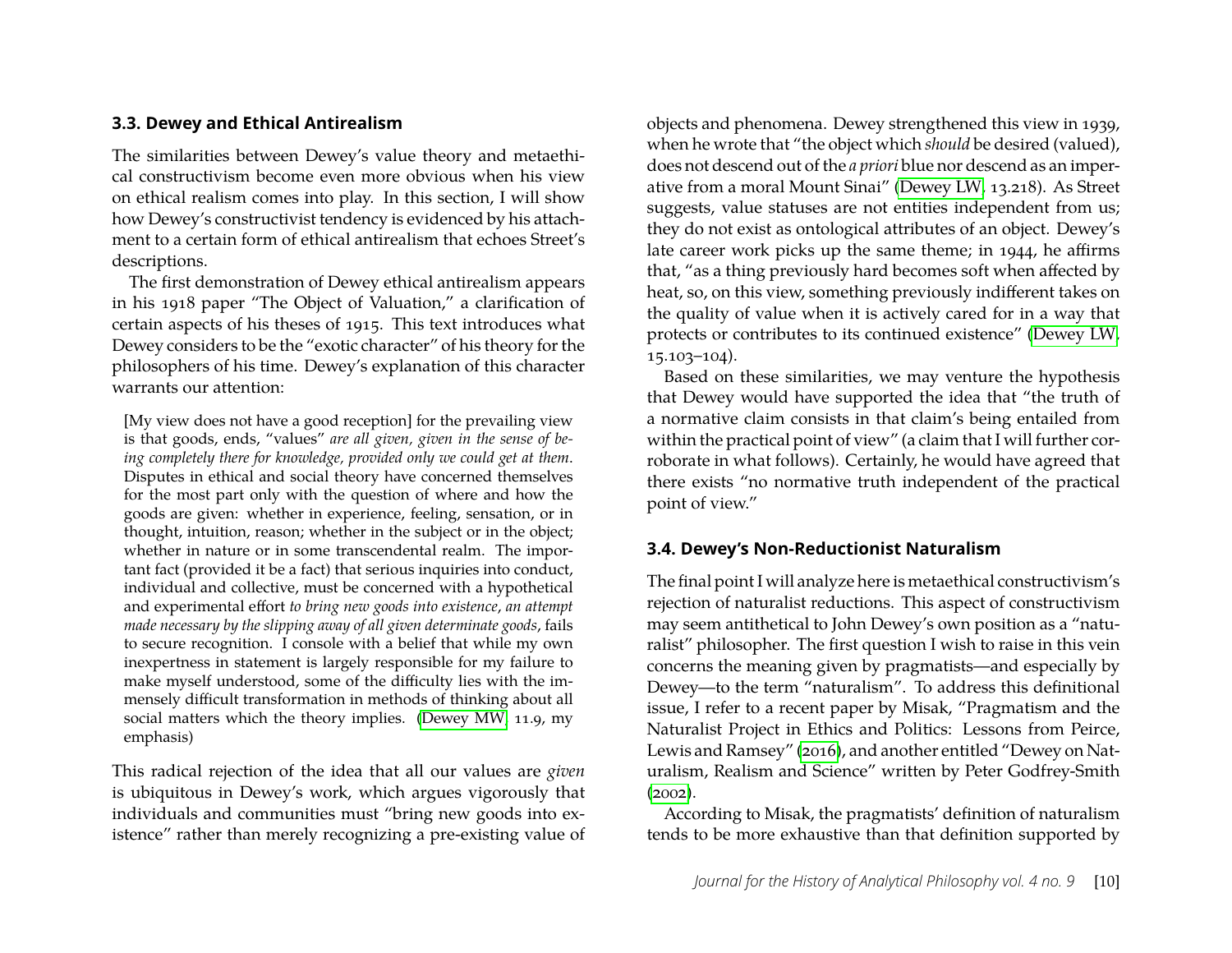### 3.3. Dewey and Ethical Antirealism

The similarities between Dewey's value theory and metaethical constructivism become even more obvious when his view on ethical realism comes into play. In this section, I will show how Dewey's constructivist tendency is evidenced by his attachment to a certain form of ethical antirealism that echoes Street's descriptions.

The first demonstration of Dewey ethical antirealism appears in his 1918 paper "The Object of Valuation," a clarification of certain aspects of his theses of 1915. This text introduces what Dewey considers to be the "exotic character" of his theory for the philosophers of his time. Dewey's explanation of this character warrants our attention:

> [My view does not have a good reception] for the prevailing view is that goods, ends, "values" *are all given, given in the sense of being completely there for knowledge, provided only we could get at them*. Disputes in ethical and social theory have concerned themselves for the most part only with the question of where and how the goods are given: whether in experience, feeling, sensation, or in thought, intuition, reason; whether in the subject or in the object; whether in nature or in some transcendental realm. The important fact (provided it be a fact) that serious inquiries into conduct, individual and collective, must be concerned with a hypothetical and experimental effort *to bring new goods into existence*, *an attempt made necessary by the slipping away of all given determinate goods*, fails to secure recognition. I console with a belief that while my own inexpertness in statement is largely responsible for my failure to make myself understood, some of the difficulty lies with the immensely difficult transformation in methods of thinking about all social matters which the theory implies. (Dewey MW, 11.9, my emphasis)

This radical rejection of the idea that all our values are *given* is ubiquitous in Dewey's work, which argues vigorously that individuals and communities must "bring new goods into existence" rather than merely recognizing a pre-existing value of objects and phenomena. Dewey strengthened this view in 1939, when he wrote that "the object which *should* be desired (valued), does not descend out of the *a priori* blue nor descend as an imperative from a moral Mount Sinai" (Dewey LW, 13.218). As Street suggests, value statuses are not entities independent from us; they do not exist as ontological attributes of an object. Dewey's late career work picks up the same theme; in 1944, he affirms that, "as a thing previously hard becomes soft when affected by heat, so, on this view, something previously indifferent takes on the quality of value when it is actively cared for in a way that protects or contributes to its continued existence" (Dewey LW, 15.103–104).

Based on these similarities, we may venture the hypothesis that Dewey would have supported the idea that "the truth of a normative claim consists in that claim's being entailed from within the practical point of view" (a claim that I will further corroborate in what follows). Certainly, he would have agreed that there exists "no normative truth independent of the practical point of view."

### 3.4. Dewey's Non-Reductionist Naturalism

The final point I will analyze here is metaethical constructivism's rejection of naturalist reductions. This aspect of constructivism may seem antithetical to John Dewey's own position as a "naturalist" philosopher. The first question I wish to raise in this vein concerns the meaning given by pragmatists—and especially by Dewey—to the term "naturalism". To address this definitional issue, I refer to a recent paper by Misak, "Pragmatism and the Naturalist Project in Ethics and Politics: Lessons from Peirce, Lewis and Ramsey" (2016), and another entitled "Dewey on Naturalism, Realism and Science" written by Peter Godfrey-Smith (2002).

According to Misak, the pragmatists' definition of naturalism tends to be more exhaustive than that definition supported by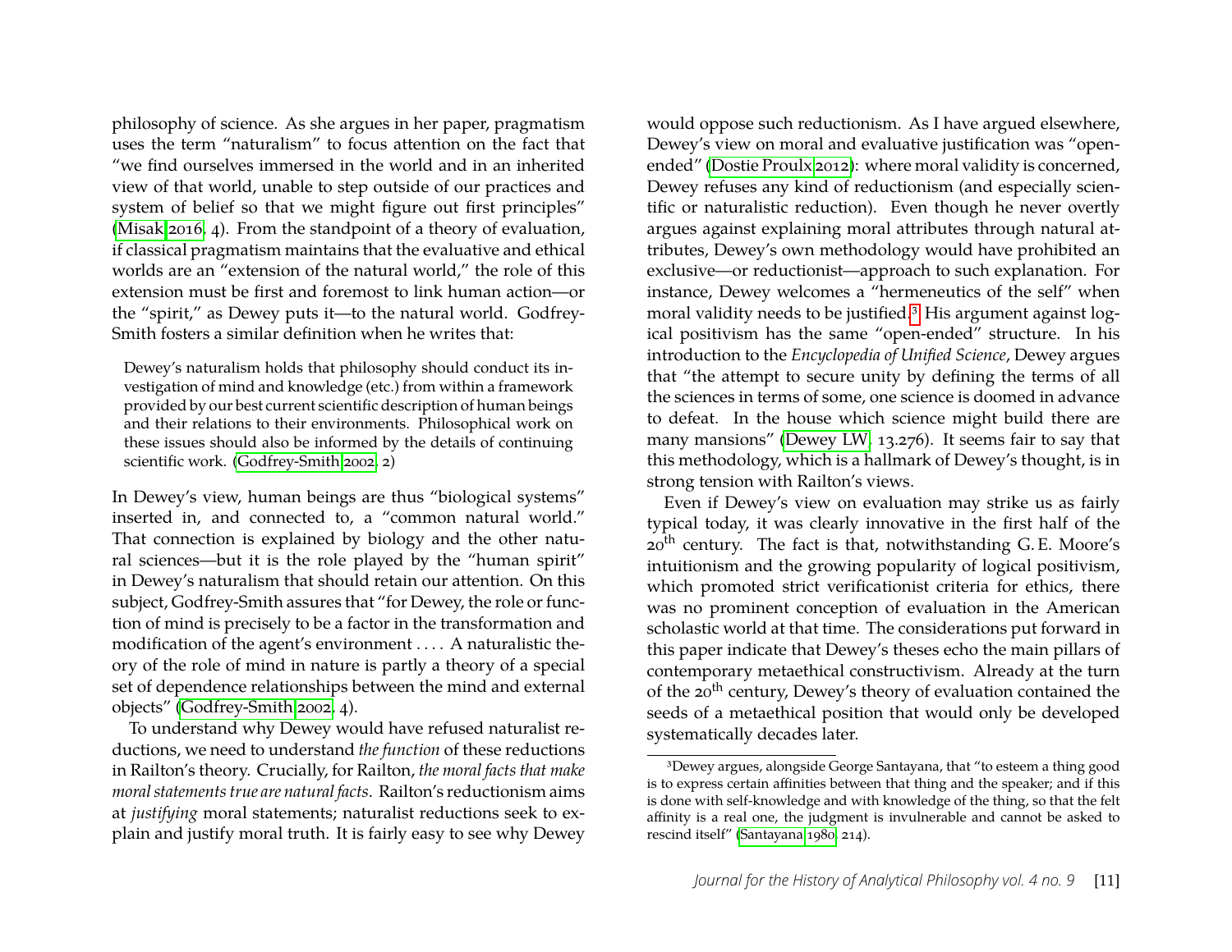philosophy of science. As she argues in her paper, pragmatism uses the term "naturalism" to focus attention on the fact that "we find ourselves immersed in the world and in an inherited view of that world, unable to step outside of our practices and system of belief so that we might figure out first principles" (Misak 2016, 4). From the standpoint of a theory of evaluation, if classical pragmatism maintains that the evaluative and ethical worlds are an "extension of the natural world," the role of this extension must be first and foremost to link human action—or the "spirit," as Dewey puts it—to the natural world. Godfrey-Smith fosters a similar definition when he writes that:

> Dewey's naturalism holds that philosophy should conduct its investigation of mind and knowledge (etc.) from within a framework provided by our best current scientific description of human beings and their relations to their environments. Philosophical work on these issues should also be informed by the details of continuing scientific work. (Godfrey-Smith 2002, 2)

In Dewey's view, human beings are thus "biological systems" inserted in, and connected to, a "common natural world." That connection is explained by biology and the other natural sciences—but it is the role played by the "human spirit" in Dewey's naturalism that should retain our attention. On this subject, Godfrey-Smith assures that "for Dewey, the role or function of mind is precisely to be a factor in the transformation and modification of the agent's environment . . . . A naturalistic theory of the role of mind in nature is partly a theory of a special set of dependence relationships between the mind and external objects" (Godfrey-Smith 2002, 4).

To understand why Dewey would have refused naturalist reductions, we need to understand *the function* of these reductions in Railton's theory. Crucially, for Railton, *the moral facts that make moral statements true are natural facts*. Railton's reductionism aims at *justifying* moral statements; naturalist reductions seek to explain and justify moral truth. It is fairly easy to see why Dewey would oppose such reductionism. As I have argued elsewhere, Dewey's view on moral and evaluative justification was "open-ended" (Dostie Proulx 2012): where moral validity is concerned, Dewey refuses any kind of reductionism (and especially scientific or naturalistic reduction). Even though he never overtly argues against explaining moral attributes through natural attributes, Dewey's own methodology would have prohibited an exclusive—or reductionist—approach to such explanation. For instance, Dewey welcomes a "hermeneutics of the self" when moral validity needs to be justified.[3] His argument against logical positivism has the same "open-ended" structure. In his introduction to the *Encyclopedia of Unified Science*, Dewey argues that "the attempt to secure unity by defining the terms of all the sciences in terms of some, one science is doomed in advance to defeat. In the house which science might build there are many mansions" (Dewey LW, 13.276). It seems fair to say that this methodology, which is a hallmark of Dewey's thought, is in strong tension with Railton's views.

Even if Dewey's view on evaluation may strike us as fairly typical today, it was clearly innovative in the first half of the 20th century. The fact is that, notwithstanding G. E. Moore's intuitionism and the growing popularity of logical positivism, which promoted strict verificationist criteria for ethics, there was no prominent conception of evaluation in the American scholastic world at that time. The considerations put forward in this paper indicate that Dewey's theses echo the main pillars of contemporary metaethical constructivism. Already at the turn of the 20th century, Dewey's theory of evaluation contained the seeds of a metaethical position that would only be developed systematically decades later.

[3] Dewey argues, alongside George Santayana, that "to esteem a thing good is to express certain affinities between that thing and the speaker; and if this is done with self-knowledge and with knowledge of the thing, so that the felt affinity is a real one, the judgment is invulnerable and cannot be asked to rescind itself" (Santayana 1980, 214).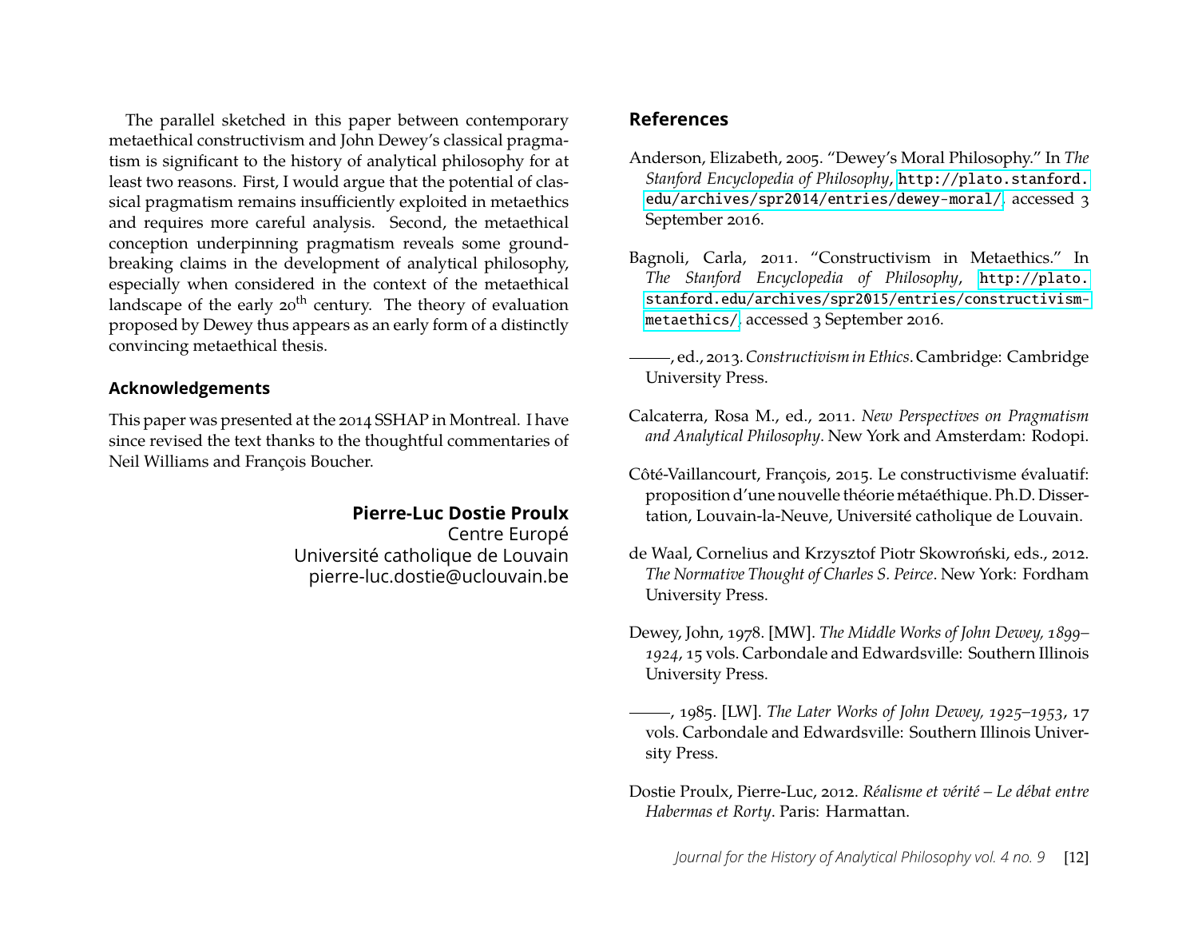The parallel sketched in this paper between contemporary metaethical constructivism and John Dewey's classical pragmatism is significant to the history of analytical philosophy for at least two reasons. First, I would argue that the potential of classical pragmatism remains insufficiently exploited in metaethics and requires more careful analysis. Second, the metaethical conception underpinning pragmatism reveals some groundbreaking claims in the development of analytical philosophy, especially when considered in the context of the metaethical landscape of the early 20th century. The theory of evaluation proposed by Dewey thus appears as an early form of a distinctly convincing metaethical thesis.

## Acknowledgements

This paper was presented at the 2014 SSHAP in Montreal. I have since revised the text thanks to the thoughtful commentaries of Neil Williams and François Boucher.

**Pierre-Luc Dostie Proulx**
Centre Europé
Université catholique de Louvain
pierre-luc.dostie@uclouvain.be

## References

Anderson, Elizabeth, 2005. "Dewey's Moral Philosophy." In *The Stanford Encyclopedia of Philosophy*, http://plato.stanford.edu/archives/spr2014/entries/dewey-moral/, accessed 3 September 2016.

Bagnoli, Carla, 2011. "Constructivism in Metaethics." In *The Stanford Encyclopedia of Philosophy*, http://plato.stanford.edu/archives/spr2015/entries/constructivism-metaethics/, accessed 3 September 2016.

———, ed., 2013. *Constructivism in Ethics*. Cambridge: Cambridge University Press.

Calcaterra, Rosa M., ed., 2011. *New Perspectives on Pragmatism and Analytical Philosophy*. New York and Amsterdam: Rodopi.

Côté-Vaillancourt, François, 2015. Le constructivisme évaluatif: proposition d'une nouvelle théorie métaéthique. Ph.D. Dissertation, Louvain-la-Neuve, Université catholique de Louvain.

de Waal, Cornelius and Krzysztof Piotr Skowroński, eds., 2012. *The Normative Thought of Charles S. Peirce*. New York: Fordham University Press.

Dewey, John, 1978. [MW]. *The Middle Works of John Dewey, 1899–1924*, 15 vols. Carbondale and Edwardsville: Southern Illinois University Press.

———, 1985. [LW]. *The Later Works of John Dewey, 1925–1953*, 17 vols. Carbondale and Edwardsville: Southern Illinois University Press.

Dostie Proulx, Pierre-Luc, 2012. *Réalisme et vérité – Le débat entre Habermas et Rorty*. Paris: Harmattan.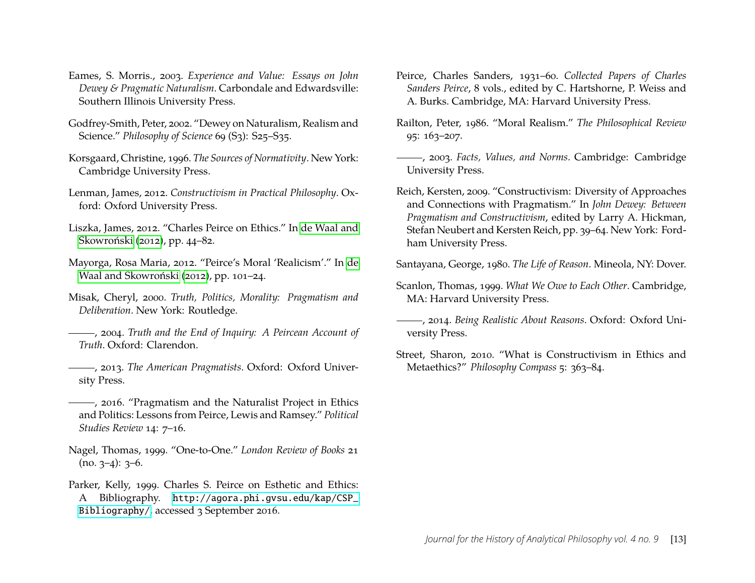Eames, S. Morris., 2003. *Experience and Value: Essays on John Dewey & Pragmatic Naturalism*. Carbondale and Edwardsville: Southern Illinois University Press.

Godfrey-Smith, Peter, 2002. "Dewey on Naturalism, Realism and Science." *Philosophy of Science* 69 (S3): S25–S35.

Korsgaard, Christine, 1996. *The Sources of Normativity*. New York: Cambridge University Press.

Lenman, James, 2012. *Constructivism in Practical Philosophy*. Oxford: Oxford University Press.

Liszka, James, 2012. "Charles Peirce on Ethics." In de Waal and Skowroński (2012), pp. 44–82.

Mayorga, Rosa Maria, 2012. "Peirce's Moral 'Realicism'." In de Waal and Skowroński (2012), pp. 101–24.

Misak, Cheryl, 2000. *Truth, Politics, Morality: Pragmatism and Deliberation*. New York: Routledge.

———, 2004. *Truth and the End of Inquiry: A Peircean Account of Truth*. Oxford: Clarendon.

———, 2013. *The American Pragmatists*. Oxford: Oxford University Press.

———, 2016. "Pragmatism and the Naturalist Project in Ethics and Politics: Lessons from Peirce, Lewis and Ramsey." *Political Studies Review* 14: 7–16.

Nagel, Thomas, 1999. "One-to-One." *London Review of Books* 21 (no. 3–4): 3–6.

Parker, Kelly, 1999. Charles S. Peirce on Esthetic and Ethics: A Bibliography. http://agora.phi.gvsu.edu/kap/CSP_Bibliography/, accessed 3 September 2016.

Peirce, Charles Sanders, 1931–60. *Collected Papers of Charles Sanders Peirce*, 8 vols., edited by C. Hartshorne, P. Weiss and A. Burks. Cambridge, MA: Harvard University Press.

Railton, Peter, 1986. "Moral Realism." *The Philosophical Review* 95: 163–207.

———, 2003. *Facts, Values, and Norms*. Cambridge: Cambridge University Press.

Reich, Kersten, 2009. "Constructivism: Diversity of Approaches and Connections with Pragmatism." In *John Dewey: Between Pragmatism and Constructivism*, edited by Larry A. Hickman, Stefan Neubert and Kersten Reich, pp. 39–64. New York: Fordham University Press.

Santayana, George, 1980. *The Life of Reason*. Mineola, NY: Dover.

Scanlon, Thomas, 1999. *What We Owe to Each Other*. Cambridge, MA: Harvard University Press.

———, 2014. *Being Realistic About Reasons*. Oxford: Oxford University Press.

Street, Sharon, 2010. "What is Constructivism in Ethics and Metaethics?" *Philosophy Compass* 5: 363–84.